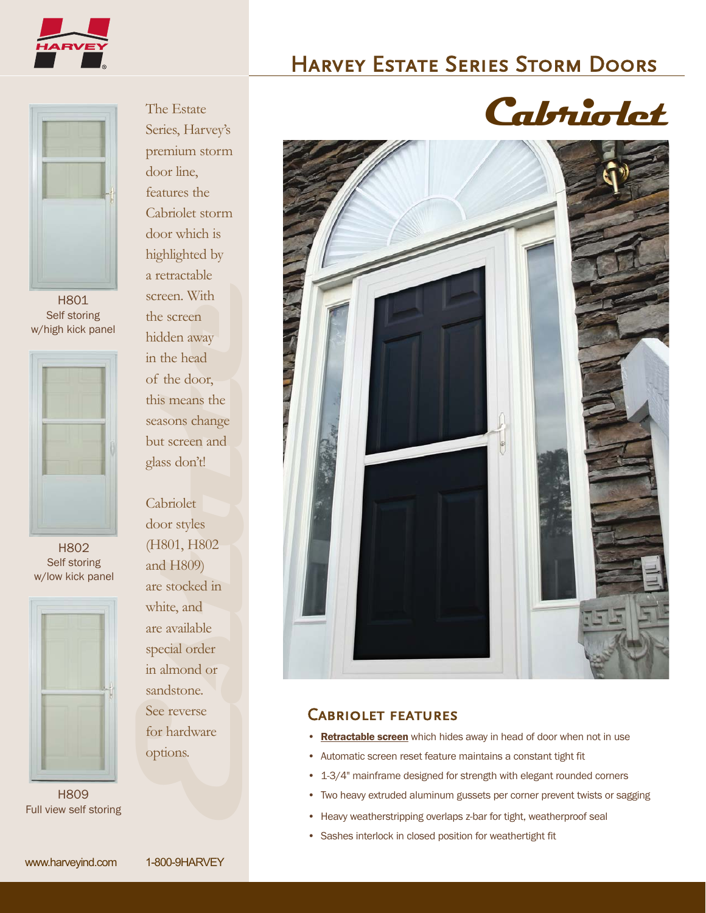HARVEY

# Harvey Estate Series Storm Doors

## Cabriolet

H801
Self storing
w/high kick panel

H802
Self storing
w/low kick panel

H809
Full view self storing

The Estate Series, Harvey's premium storm door line, features the Cabriolet storm door which is highlighted by a retractable screen. With the screen hidden away in the head of the door, this means the seasons change but screen and glass don't!

Cabriolet door styles (H801, H802 and H809) are stocked in white, and are available special order in almond or sandstone. See reverse for hardware options.

### Cabriolet features

- **Retractable screen** which hides away in head of door when not in use
- Automatic screen reset feature maintains a constant tight fit
- 1-3/4" mainframe designed for strength with elegant rounded corners
- Two heavy extruded aluminum gussets per corner prevent twists or sagging
- Heavy weatherstripping overlaps z-bar for tight, weatherproof seal
- Sashes interlock in closed position for weathertight fit

www.harveyind.com 1-800-9HARVEY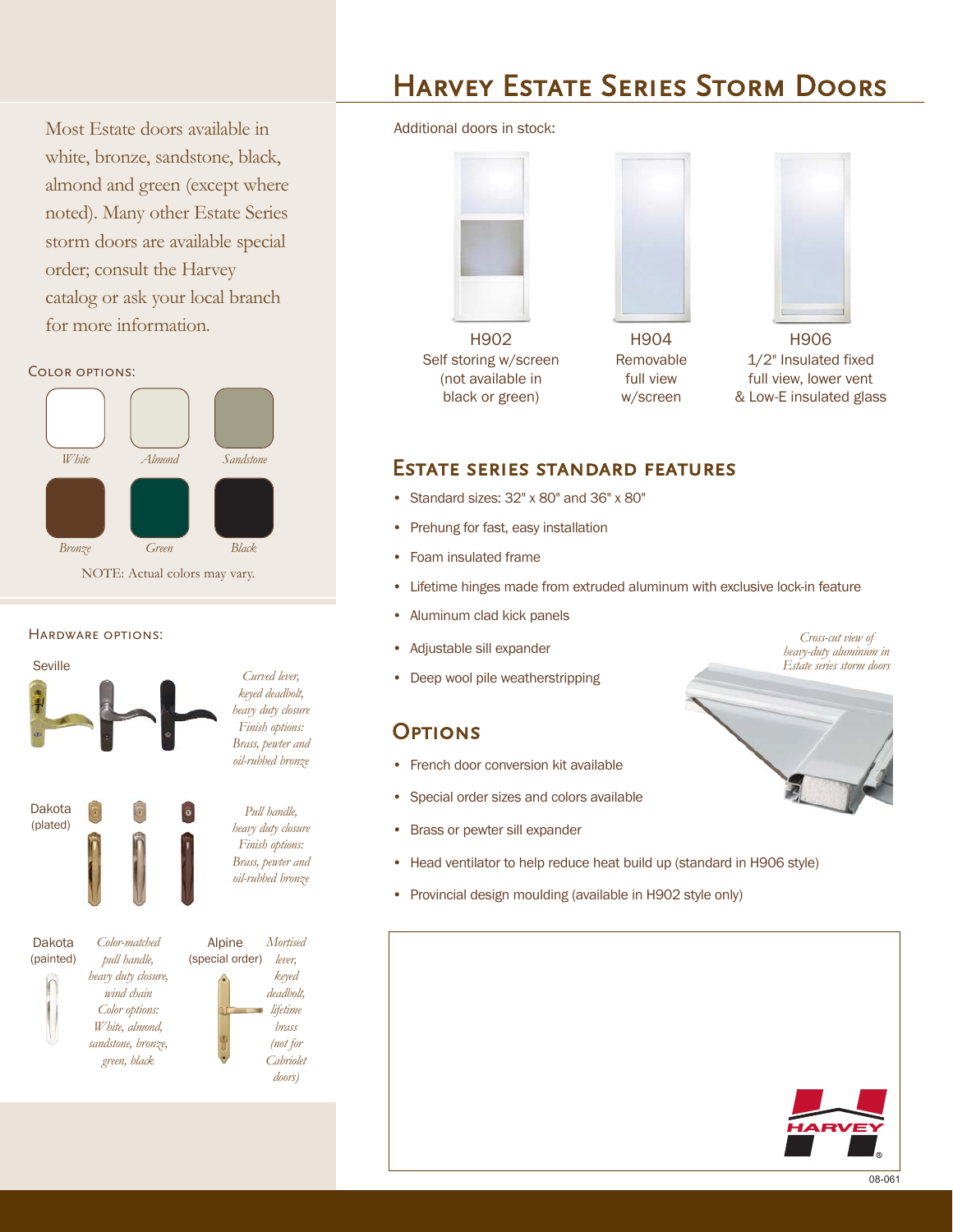# Harvey Estate Series Storm Doors

Most Estate doors available in white, bronze, sandstone, black, almond and green (except where noted). Many other Estate Series storm doors are available special order; consult the Harvey catalog or ask your local branch for more information.

### Color options:

*White* *Almond* *Sandstone*

*Bronze* *Green* *Black*

NOTE: Actual colors may vary.

### Hardware options:

**Seville**

*Curved lever, keyed deadbolt, heavy duty closure Finish options: Brass, pewter and oil-rubbed bronze*

**Dakota (plated)**

*Pull handle, heavy duty closure Finish options: Brass, pewter and oil-rubbed bronze*

**Dakota (painted)**

*Color-matched pull handle, heavy duty closure, wind chain Color options: White, almond, sandstone, bronze, green, black*

**Alpine (special order)**

*Mortised lever, keyed deadbolt, lifetime brass (not for Cabriolet doors)*

Additional doors in stock:

**H902**
Self storing w/screen (not available in black or green)

**H904**
Removable full view w/screen

**H906**
1/2" Insulated fixed full view, lower vent & Low-E insulated glass

## Estate series standard features

- Standard sizes: 32" x 80" and 36" x 80"
- Prehung for fast, easy installation
- Foam insulated frame
- Lifetime hinges made from extruded aluminum with exclusive lock-in feature
- Aluminum clad kick panels
- Adjustable sill expander
- Deep wool pile weatherstripping

*Cross-cut view of heavy-duty aluminum in Estate series storm doors*

## Options

- French door conversion kit available
- Special order sizes and colors available
- Brass or pewter sill expander
- Head ventilator to help reduce heat build up (standard in H906 style)
- Provincial design moulding (available in H902 style only)

HARVEY®

08-061